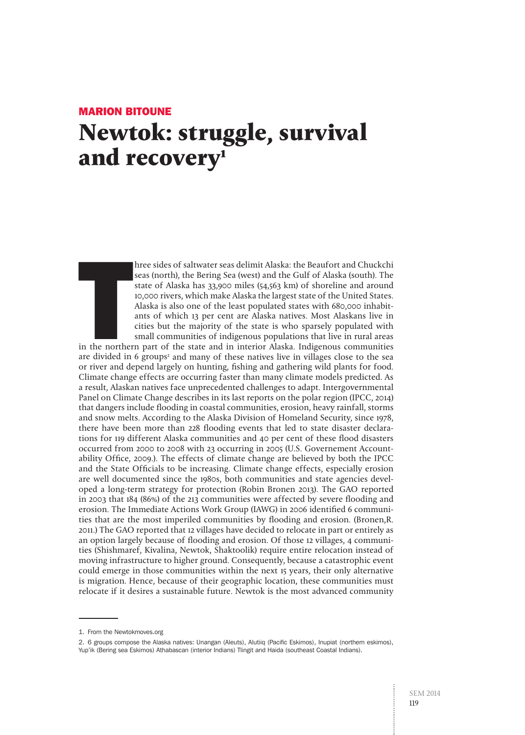MARION BITOUNE

# Newtok: struggle, survival and recovery[1]

Three sides of saltwater seas delimit Alaska: the Beaufort and Chuckchi seas (north), the Bering Sea (west) and the Gulf of Alaska (south). The state of Alaska has 33,900 miles (54,563 km) of shoreline and around 10,000 rivers, which make Alaska the largest state of the United States. Alaska is also one of the least populated states with 680,000 inhabitants of which 13 per cent are Alaska natives. Most Alaskans live in cities but the majority of the state is who sparsely populated with small communities of indigenous populations that live in rural areas in the northern part of the state and in interior Alaska. Indigenous communities are divided in 6 groups[2] and many of these natives live in villages close to the sea or river and depend largely on hunting, fishing and gathering wild plants for food. Climate change effects are occurring faster than many climate models predicted. As a result, Alaskan natives face unprecedented challenges to adapt. Intergovernmental Panel on Climate Change describes in its last reports on the polar region (IPCC, 2014) that dangers include flooding in coastal communities, erosion, heavy rainfall, storms and snow melts. According to the Alaska Division of Homeland Security, since 1978, there have been more than 228 flooding events that led to state disaster declarations for 119 different Alaska communities and 40 per cent of these flood disasters occurred from 2000 to 2008 with 23 occurring in 2005 (U.S. Governement Accountability Office, 2009.). The effects of climate change are believed by both the IPCC and the State Officials to be increasing. Climate change effects, especially erosion are well documented since the 1980s, both communities and state agencies developed a long-term strategy for protection (Robin Bronen 2013). The GAO reported in 2003 that 184 (86%) of the 213 communities were affected by severe flooding and erosion. The Immediate Actions Work Group (IAWG) in 2006 identified 6 communities that are the most imperiled communities by flooding and erosion. (Bronen,R. 2011.) The GAO reported that 12 villages have decided to relocate in part or entirely as an option largely because of flooding and erosion. Of those 12 villages, 4 communities (Shishmaref, Kivalina, Newtok, Shaktoolik) require entire relocation instead of moving infrastructure to higher ground. Consequently, because a catastrophic event could emerge in those communities within the next 15 years, their only alternative is migration. Hence, because of their geographic location, these communities must relocate if it desires a sustainable future. Newtok is the most advanced community

---

1. From the Newtokmoves.org

2. 6 groups compose the Alaska natives: Unangan (Aleuts), Alutiiq (Pacific Eskimos), Inupiat (northern eskimos), Yup'ik (Bering sea Eskimos) Athabascan (interior Indians) Tlingit and Haida (southeast Coastal Indians).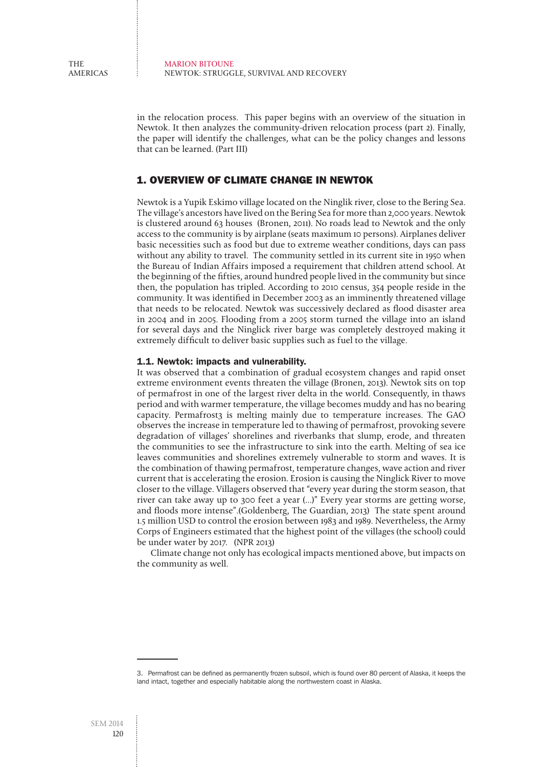in the relocation process. This paper begins with an overview of the situation in Newtok. It then analyzes the community-driven relocation process (part 2). Finally, the paper will identify the challenges, what can be the policy changes and lessons that can be learned. (Part III)

## 1. OVERVIEW OF CLIMATE CHANGE IN NEWTOK

Newtok is a Yupik Eskimo village located on the Ninglik river, close to the Bering Sea. The village's ancestors have lived on the Bering Sea for more than 2,000 years. Newtok is clustered around 63 houses (Bronen, 2011). No roads lead to Newtok and the only access to the community is by airplane (seats maximum 10 persons). Airplanes deliver basic necessities such as food but due to extreme weather conditions, days can pass without any ability to travel. The community settled in its current site in 1950 when the Bureau of Indian Affairs imposed a requirement that children attend school. At the beginning of the fifties, around hundred people lived in the community but since then, the population has tripled. According to 2010 census, 354 people reside in the community. It was identified in December 2003 as an imminently threatened village that needs to be relocated. Newtok was successively declared as flood disaster area in 2004 and in 2005. Flooding from a 2005 storm turned the village into an island for several days and the Ninglick river barge was completely destroyed making it extremely difficult to deliver basic supplies such as fuel to the village.

### 1.1. Newtok: impacts and vulnerability.

It was observed that a combination of gradual ecosystem changes and rapid onset extreme environment events threaten the village (Bronen, 2013). Newtok sits on top of permafrost in one of the largest river delta in the world. Consequently, in thaws period and with warmer temperature, the village becomes muddy and has no bearing capacity. Permafrost[3] is melting mainly due to temperature increases. The GAO observes the increase in temperature led to thawing of permafrost, provoking severe degradation of villages' shorelines and riverbanks that slump, erode, and threaten the communities to see the infrastructure to sink into the earth. Melting of sea ice leaves communities and shorelines extremely vulnerable to storm and waves. It is the combination of thawing permafrost, temperature changes, wave action and river current that is accelerating the erosion. Erosion is causing the Ninglick River to move closer to the village. Villagers observed that "every year during the storm season, that river can take away up to 300 feet a year (...)" Every year storms are getting worse, and floods more intense".(Goldenberg, The Guardian, 2013) The state spent around 1.5 million USD to control the erosion between 1983 and 1989. Nevertheless, the Army Corps of Engineers estimated that the highest point of the villages (the school) could be under water by 2017. (NPR 2013)

Climate change not only has ecological impacts mentioned above, but impacts on the community as well.

---

3. Permafrost can be defined as permanently frozen subsoil, which is found over 80 percent of Alaska, it keeps the land intact, together and especially habitable along the northwestern coast in Alaska.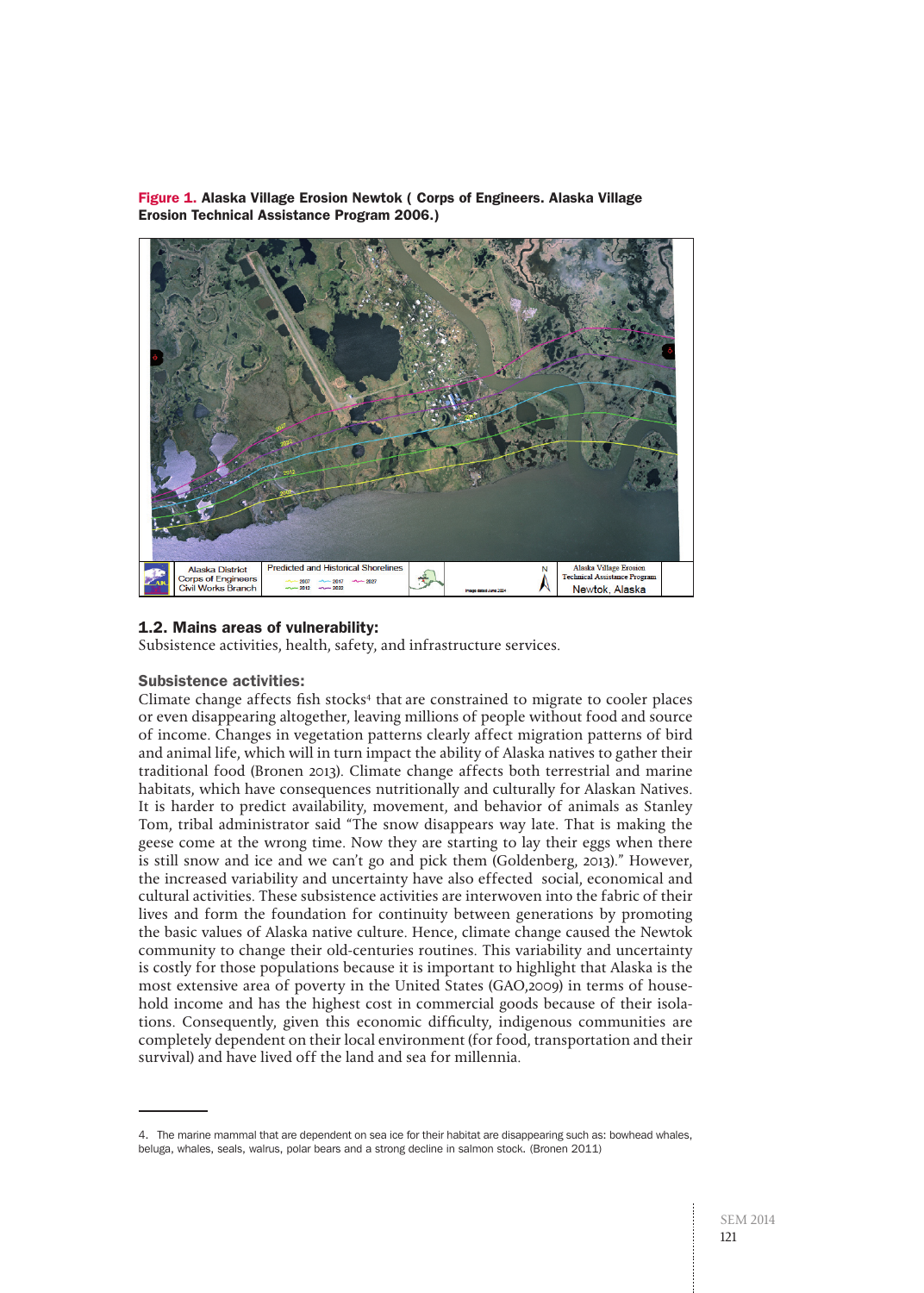**Figure 1.** **Alaska Village Erosion Newtok ( Corps of Engineers. Alaska Village Erosion Technical Assistance Program 2006.)**

## 1.2. Mains areas of vulnerability:

Subsistence activities, health, safety, and infrastructure services.

### Subsistence activities:

Climate change affects fish stocks[4] that are constrained to migrate to cooler places or even disappearing altogether, leaving millions of people without food and source of income. Changes in vegetation patterns clearly affect migration patterns of bird and animal life, which will in turn impact the ability of Alaska natives to gather their traditional food (Bronen 2013). Climate change affects both terrestrial and marine habitats, which have consequences nutritionally and culturally for Alaskan Natives. It is harder to predict availability, movement, and behavior of animals as Stanley Tom, tribal administrator said "The snow disappears way late. That is making the geese come at the wrong time. Now they are starting to lay their eggs when there is still snow and ice and we can't go and pick them (Goldenberg, 2013)." However, the increased variability and uncertainty have also effected social, economical and cultural activities. These subsistence activities are interwoven into the fabric of their lives and form the foundation for continuity between generations by promoting the basic values of Alaska native culture. Hence, climate change caused the Newtok community to change their old-centuries routines. This variability and uncertainty is costly for those populations because it is important to highlight that Alaska is the most extensive area of poverty in the United States (GAO,2009) in terms of household income and has the highest cost in commercial goods because of their isolations. Consequently, given this economic difficulty, indigenous communities are completely dependent on their local environment (for food, transportation and their survival) and have lived off the land and sea for millennia.

---

4. The marine mammal that are dependent on sea ice for their habitat are disappearing such as: bowhead whales, beluga, whales, seals, walrus, polar bears and a strong decline in salmon stock. (Bronen 2011)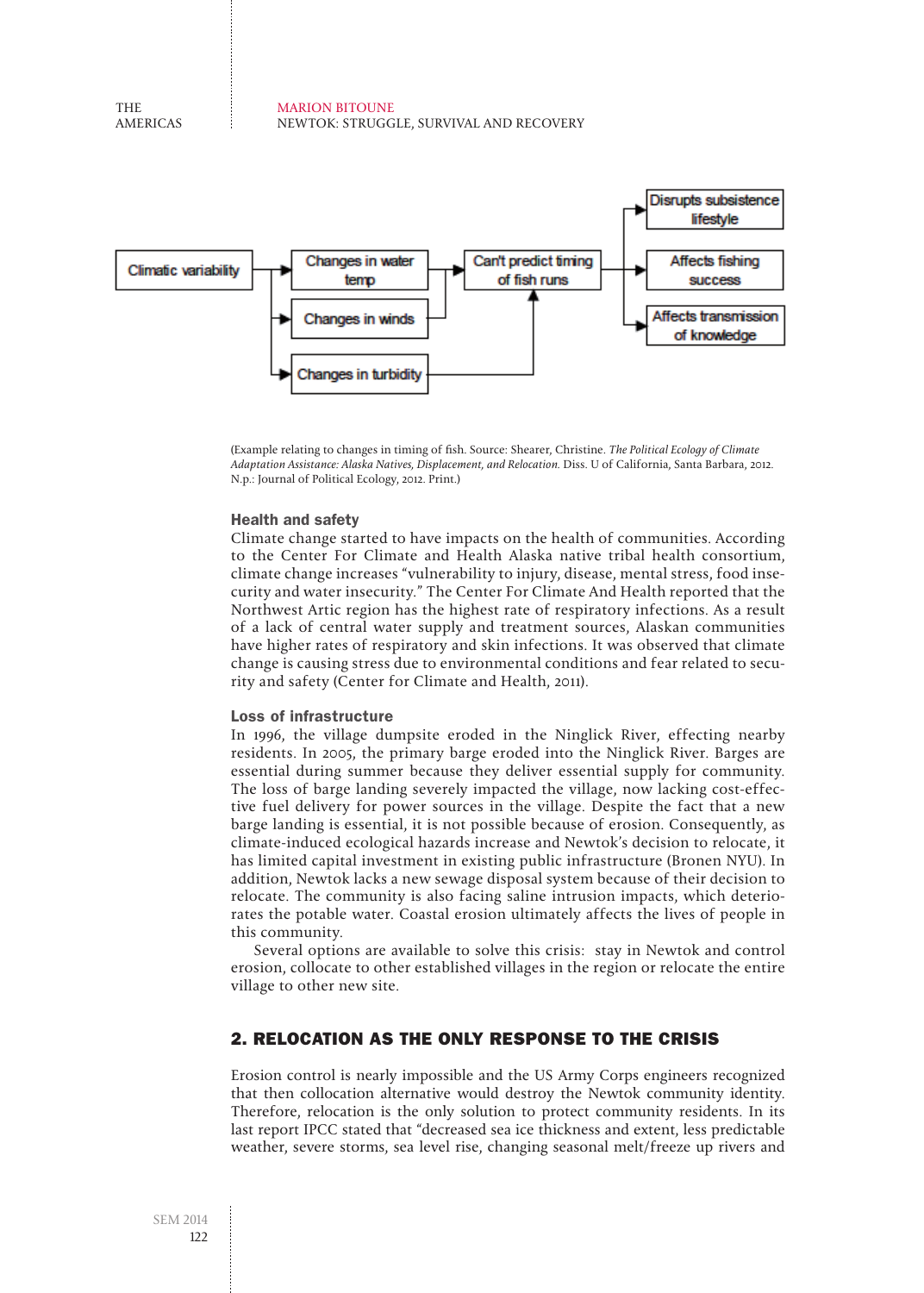Climatic variability → Changes in water temp / Changes in winds / Changes in turbidity → Can't predict timing of fish runs → Disrupts subsistence lifestyle / Affects fishing success / Affects transmission of knowledge

(Example relating to changes in timing of fish. Source: Shearer, Christine. *The Political Ecology of Climate Adaptation Assistance: Alaska Natives, Displacement, and Relocation.* Diss. U of California, Santa Barbara, 2012. N.p.: Journal of Political Ecology, 2012. Print.)

### Health and safety

Climate change started to have impacts on the health of communities. According to the Center For Climate and Health Alaska native tribal health consortium, climate change increases "vulnerability to injury, disease, mental stress, food insecurity and water insecurity." The Center For Climate And Health reported that the Northwest Artic region has the highest rate of respiratory infections. As a result of a lack of central water supply and treatment sources, Alaskan communities have higher rates of respiratory and skin infections. It was observed that climate change is causing stress due to environmental conditions and fear related to security and safety (Center for Climate and Health, 2011).

### Loss of infrastructure

In 1996, the village dumpsite eroded in the Ninglick River, effecting nearby residents. In 2005, the primary barge eroded into the Ninglick River. Barges are essential during summer because they deliver essential supply for community. The loss of barge landing severely impacted the village, now lacking cost-effective fuel delivery for power sources in the village. Despite the fact that a new barge landing is essential, it is not possible because of erosion. Consequently, as climate-induced ecological hazards increase and Newtok's decision to relocate, it has limited capital investment in existing public infrastructure (Bronen NYU). In addition, Newtok lacks a new sewage disposal system because of their decision to relocate. The community is also facing saline intrusion impacts, which deteriorates the potable water. Coastal erosion ultimately affects the lives of people in this community.

Several options are available to solve this crisis: stay in Newtok and control erosion, collocate to other established villages in the region or relocate the entire village to other new site.

## 2. RELOCATION AS THE ONLY RESPONSE TO THE CRISIS

Erosion control is nearly impossible and the US Army Corps engineers recognized that then collocation alternative would destroy the Newtok community identity. Therefore, relocation is the only solution to protect community residents. In its last report IPCC stated that "decreased sea ice thickness and extent, less predictable weather, severe storms, sea level rise, changing seasonal melt/freeze up rivers and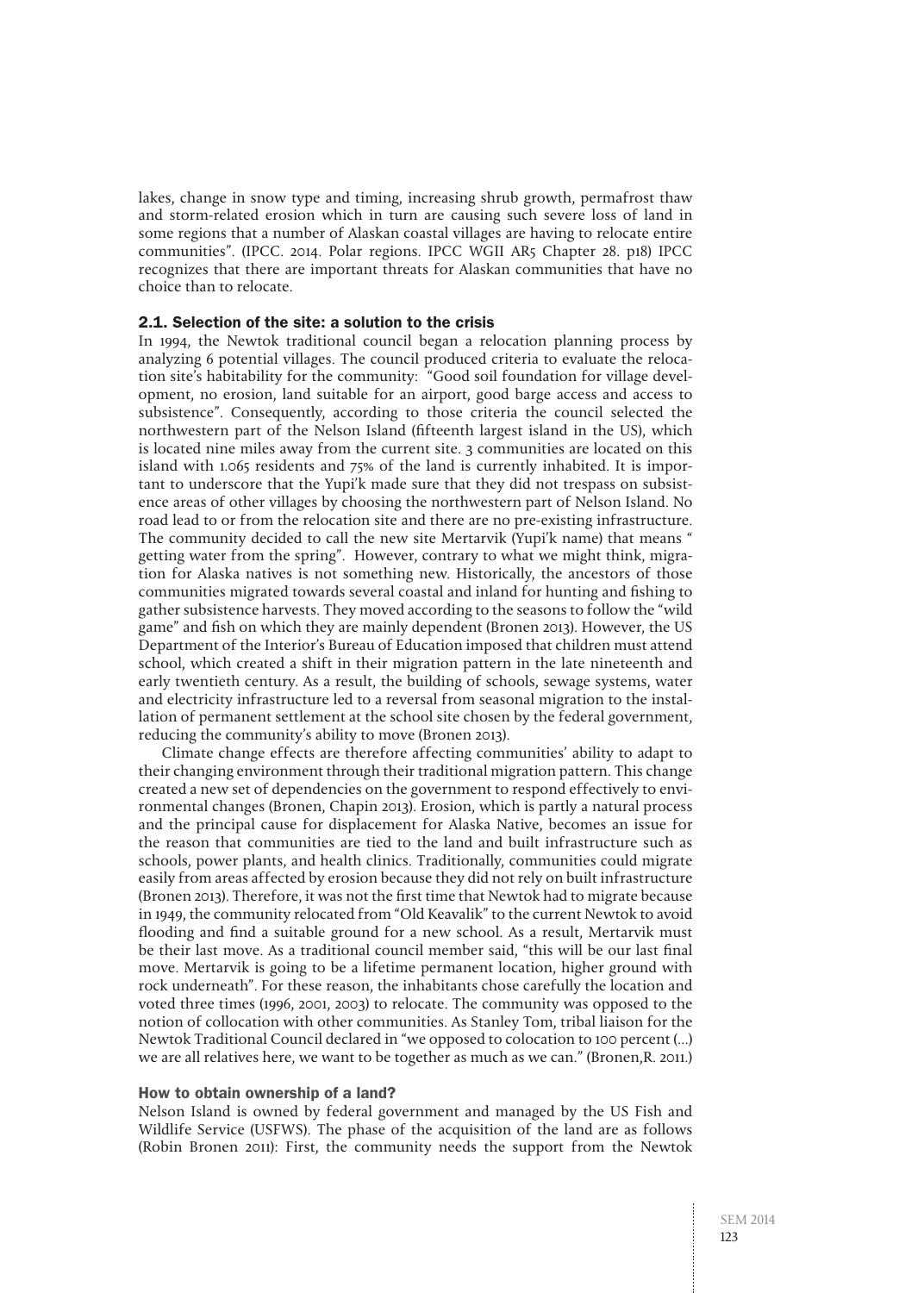lakes, change in snow type and timing, increasing shrub growth, permafrost thaw and storm-related erosion which in turn are causing such severe loss of land in some regions that a number of Alaskan coastal villages are having to relocate entire communities". (IPCC. 2014. Polar regions. IPCC WGII AR5 Chapter 28. p18) IPCC recognizes that there are important threats for Alaskan communities that have no choice than to relocate.

### 2.1. Selection of the site: a solution to the crisis

In 1994, the Newtok traditional council began a relocation planning process by analyzing 6 potential villages. The council produced criteria to evaluate the relocation site's habitability for the community: "Good soil foundation for village development, no erosion, land suitable for an airport, good barge access and access to subsistence". Consequently, according to those criteria the council selected the northwestern part of the Nelson Island (fifteenth largest island in the US), which is located nine miles away from the current site. 3 communities are located on this island with 1.065 residents and 75% of the land is currently inhabited. It is important to underscore that the Yupi'k made sure that they did not trespass on subsistence areas of other villages by choosing the northwestern part of Nelson Island. No road lead to or from the relocation site and there are no pre-existing infrastructure. The community decided to call the new site Mertarvik (Yupi'k name) that means " getting water from the spring". However, contrary to what we might think, migration for Alaska natives is not something new. Historically, the ancestors of those communities migrated towards several coastal and inland for hunting and fishing to gather subsistence harvests. They moved according to the seasons to follow the "wild game" and fish on which they are mainly dependent (Bronen 2013). However, the US Department of the Interior's Bureau of Education imposed that children must attend school, which created a shift in their migration pattern in the late nineteenth and early twentieth century. As a result, the building of schools, sewage systems, water and electricity infrastructure led to a reversal from seasonal migration to the installation of permanent settlement at the school site chosen by the federal government, reducing the community's ability to move (Bronen 2013).

Climate change effects are therefore affecting communities' ability to adapt to their changing environment through their traditional migration pattern. This change created a new set of dependencies on the government to respond effectively to environmental changes (Bronen, Chapin 2013). Erosion, which is partly a natural process and the principal cause for displacement for Alaska Native, becomes an issue for the reason that communities are tied to the land and built infrastructure such as schools, power plants, and health clinics. Traditionally, communities could migrate easily from areas affected by erosion because they did not rely on built infrastructure (Bronen 2013). Therefore, it was not the first time that Newtok had to migrate because in 1949, the community relocated from "Old Keavalik" to the current Newtok to avoid flooding and find a suitable ground for a new school. As a result, Mertarvik must be their last move. As a traditional council member said, "this will be our last final move. Mertarvik is going to be a lifetime permanent location, higher ground with rock underneath". For these reason, the inhabitants chose carefully the location and voted three times (1996, 2001, 2003) to relocate. The community was opposed to the notion of collocation with other communities. As Stanley Tom, tribal liaison for the Newtok Traditional Council declared in "we opposed to colocation to 100 percent (...) we are all relatives here, we want to be together as much as we can." (Bronen,R. 2011.)

#### How to obtain ownership of a land?

Nelson Island is owned by federal government and managed by the US Fish and Wildlife Service (USFWS). The phase of the acquisition of the land are as follows (Robin Bronen 2011): First, the community needs the support from the Newtok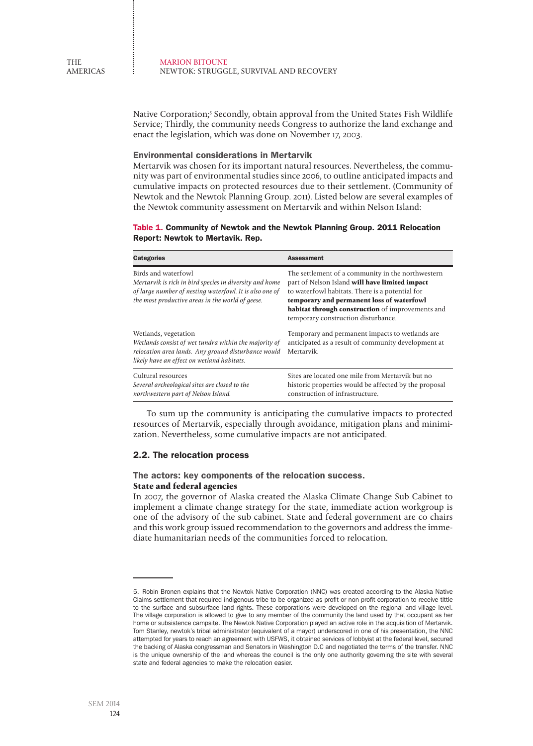Native Corporation;[5] Secondly, obtain approval from the United States Fish Wildlife Service; Thirdly, the community needs Congress to authorize the land exchange and enact the legislation, which was done on November 17, 2003.

### Environmental considerations in Mertarvik

Mertarvik was chosen for its important natural resources. Nevertheless, the community was part of environmental studies since 2006, to outline anticipated impacts and cumulative impacts on protected resources due to their settlement. (Community of Newtok and the Newtok Planning Group. 2011). Listed below are several examples of the Newtok community assessment on Mertarvik and within Nelson Island:

**Table 1. Community of Newtok and the Newtok Planning Group. 2011 Relocation Report: Newtok to Mertavik. Rep.**

| Categories | Assessment |
|---|---|
| Birds and waterfowl *Mertarvik is rich in bird species in diversity and home of large number of nesting waterfowl. It is also one of the most productive areas in the world of geese.* | The settlement of a community in the northwestern part of Nelson Island **will have limited impact** to waterfowl habitats. There is a potential for **temporary and permanent loss of waterfowl habitat through construction** of improvements and temporary construction disturbance. |
| Wetlands, vegetation *Wetlands consist of wet tundra within the majority of relocation area lands. Any ground disturbance would likely have an effect on wetland habitats.* | Temporary and permanent impacts to wetlands are anticipated as a result of community development at Mertarvik. |
| Cultural resources *Several archeological sites are closed to the northwestern part of Nelson Island.* | Sites are located one mile from Mertarvik but no historic properties would be affected by the proposal construction of infrastructure. |

To sum up the community is anticipating the cumulative impacts to protected resources of Mertarvik, especially through avoidance, mitigation plans and minimization. Nevertheless, some cumulative impacts are not anticipated.

## 2.2. The relocation process

### The actors: key components of the relocation success.

#### State and federal agencies

In 2007, the governor of Alaska created the Alaska Climate Change Sub Cabinet to implement a climate change strategy for the state, immediate action workgroup is one of the advisory of the sub cabinet. State and federal government are co chairs and this work group issued recommendation to the governors and address the immediate humanitarian needs of the communities forced to relocation.

---

5. Robin Bronen explains that the Newtok Native Corporation (NNC) was created according to the Alaska Native Claims settlement that required indigenous tribe to be organized as profit or non profit corporation to receive tittle to the surface and subsurface land rights. These corporations were developed on the regional and village level. The village corporation is allowed to give to any member of the community the land used by that occupant as her home or subsistence campsite. The Newtok Native Corporation played an active role in the acquisition of Mertarvik. Tom Stanley, newtok's tribal administrator (equivalent of a mayor) underscored in one of his presentation, the NNC attempted for years to reach an agreement with USFWS, it obtained services of lobbyist at the federal level, secured the backing of Alaska congressman and Senators in Washington D.C and negotiated the terms of the transfer. NNC is the unique ownership of the land whereas the council is the only one authority governing the site with several state and federal agencies to make the relocation easier.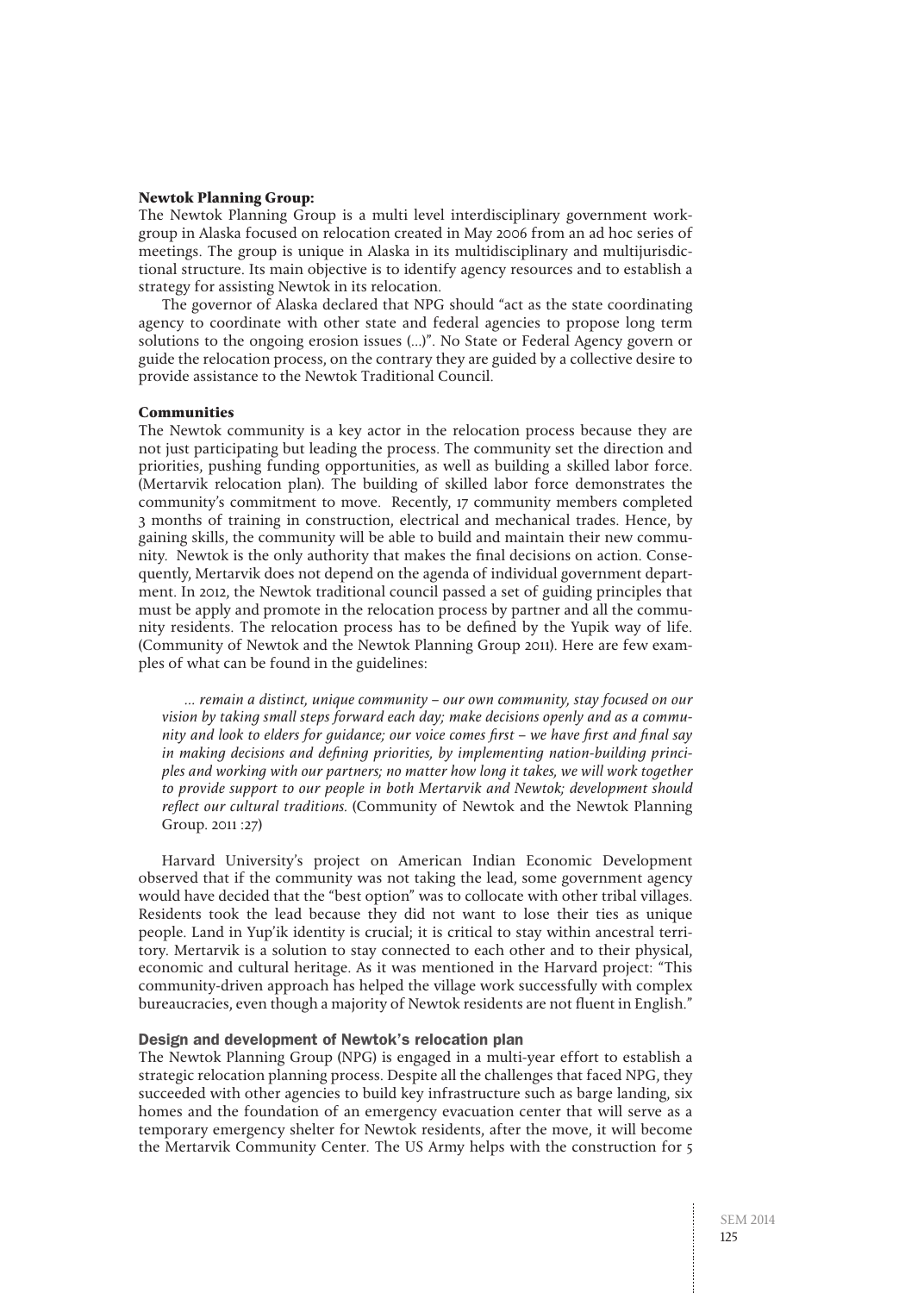**Newtok Planning Group:**
The Newtok Planning Group is a multi level interdisciplinary government workgroup in Alaska focused on relocation created in May 2006 from an ad hoc series of meetings. The group is unique in Alaska in its multidisciplinary and multijurisdictional structure. Its main objective is to identify agency resources and to establish a strategy for assisting Newtok in its relocation.

The governor of Alaska declared that NPG should "act as the state coordinating agency to coordinate with other state and federal agencies to propose long term solutions to the ongoing erosion issues (...)". No State or Federal Agency govern or guide the relocation process, on the contrary they are guided by a collective desire to provide assistance to the Newtok Traditional Council.

**Communities**
The Newtok community is a key actor in the relocation process because they are not just participating but leading the process. The community set the direction and priorities, pushing funding opportunities, as well as building a skilled labor force. (Mertarvik relocation plan). The building of skilled labor force demonstrates the community's commitment to move. Recently, 17 community members completed 3 months of training in construction, electrical and mechanical trades. Hence, by gaining skills, the community will be able to build and maintain their new community. Newtok is the only authority that makes the final decisions on action. Consequently, Mertarvik does not depend on the agenda of individual government department. In 2012, the Newtok traditional council passed a set of guiding principles that must be apply and promote in the relocation process by partner and all the community residents. The relocation process has to be defined by the Yupik way of life. (Community of Newtok and the Newtok Planning Group 2011). Here are few examples of what can be found in the guidelines:

> *... remain a distinct, unique community – our own community, stay focused on our vision by taking small steps forward each day; make decisions openly and as a community and look to elders for guidance; our voice comes first – we have first and final say in making decisions and defining priorities, by implementing nation-building principles and working with our partners; no matter how long it takes, we will work together to provide support to our people in both Mertarvik and Newtok; development should reflect our cultural traditions.* (Community of Newtok and the Newtok Planning Group. 2011 :27)

Harvard University's project on American Indian Economic Development observed that if the community was not taking the lead, some government agency would have decided that the "best option" was to collocate with other tribal villages. Residents took the lead because they did not want to lose their ties as unique people. Land in Yup'ik identity is crucial; it is critical to stay within ancestral territory. Mertarvik is a solution to stay connected to each other and to their physical, economic and cultural heritage. As it was mentioned in the Harvard project: "This community-driven approach has helped the village work successfully with complex bureaucracies, even though a majority of Newtok residents are not fluent in English."

**Design and development of Newtok's relocation plan**
The Newtok Planning Group (NPG) is engaged in a multi-year effort to establish a strategic relocation planning process. Despite all the challenges that faced NPG, they succeeded with other agencies to build key infrastructure such as barge landing, six homes and the foundation of an emergency evacuation center that will serve as a temporary emergency shelter for Newtok residents, after the move, it will become the Mertarvik Community Center. The US Army helps with the construction for 5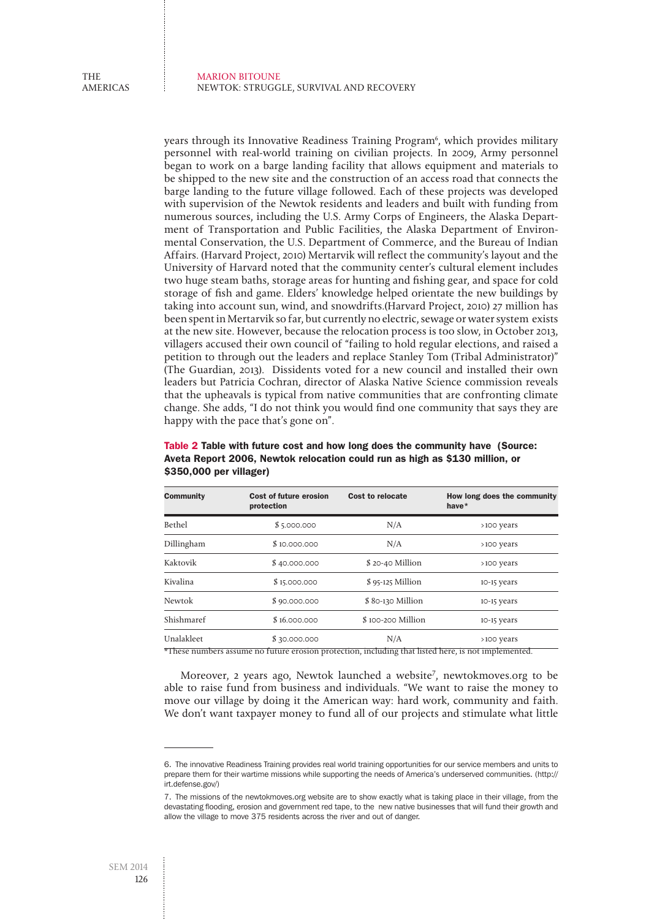years through its Innovative Readiness Training Program[6], which provides military personnel with real-world training on civilian projects. In 2009, Army personnel began to work on a barge landing facility that allows equipment and materials to be shipped to the new site and the construction of an access road that connects the barge landing to the future village followed. Each of these projects was developed with supervision of the Newtok residents and leaders and built with funding from numerous sources, including the U.S. Army Corps of Engineers, the Alaska Department of Transportation and Public Facilities, the Alaska Department of Environmental Conservation, the U.S. Department of Commerce, and the Bureau of Indian Affairs. (Harvard Project, 2010) Mertarvik will reflect the community's layout and the University of Harvard noted that the community center's cultural element includes two huge steam baths, storage areas for hunting and fishing gear, and space for cold storage of fish and game. Elders' knowledge helped orientate the new buildings by taking into account sun, wind, and snowdrifts.(Harvard Project, 2010) 27 million has been spent in Mertarvik so far, but currently no electric, sewage or water system exists at the new site. However, because the relocation process is too slow, in October 2013, villagers accused their own council of "failing to hold regular elections, and raised a petition to through out the leaders and replace Stanley Tom (Tribal Administrator)" (The Guardian, 2013). Dissidents voted for a new council and installed their own leaders but Patricia Cochran, director of Alaska Native Science commission reveals that the upheavals is typical from native communities that are confronting climate change. She adds, "I do not think you would find one community that says they are happy with the pace that's gone on".

**Table 2 Table with future cost and how long does the community have (Source: Aveta Report 2006, Newtok relocation could run as high as $130 million, or $350,000 per villager)**

| Community | Cost of future erosion protection | Cost to relocate | How long does the community have* |
|---|---|---|---|
| Bethel | $ 5.000.000 | N/A | >100 years |
| Dillingham | $ 10.000.000 | N/A | >100 years |
| Kaktovik | $ 40.000.000 | $ 20-40 Million | >100 years |
| Kivalina | $ 15.000.000 | $ 95-125 Million | 10-15 years |
| Newtok | $ 90.000.000 | $ 80-130 Million | 10-15 years |
| Shishmaref | $ 16.000.000 | $ 100-200 Million | 10-15 years |
| Unalakleet | $ 30.000.000 | N/A | >100 years |

*These numbers assume no future erosion protection, including that listed here, is not implemented.

Moreover, 2 years ago, Newtok launched a website[7], newtokmoves.org to be able to raise fund from business and individuals. "We want to raise the money to move our village by doing it the American way: hard work, community and faith. We don't want taxpayer money to fund all of our projects and stimulate what little

6. The innovative Readiness Training provides real world training opportunities for our service members and units to prepare them for their wartime missions while supporting the needs of America's underserved communities. (http://irt.defense.gov/)

7. The missions of the newtokmoves.org website are to show exactly what is taking place in their village, from the devastating flooding, erosion and government red tape, to the new native businesses that will fund their growth and allow the village to move 375 residents across the river and out of danger.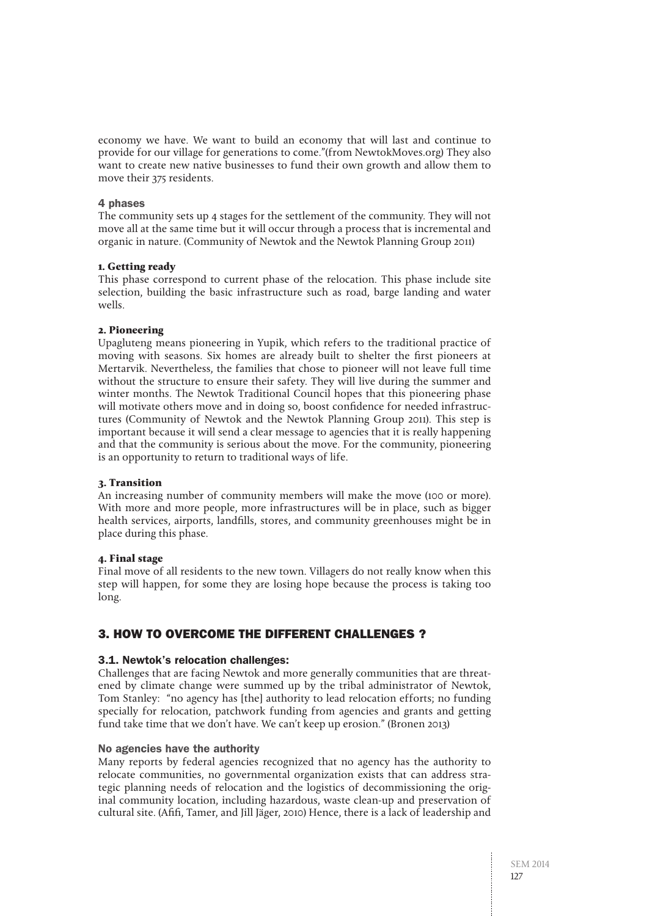economy we have. We want to build an economy that will last and continue to provide for our village for generations to come."(from NewtokMoves.org) They also want to create new native businesses to fund their own growth and allow them to move their 375 residents.

#### 4 phases

The community sets up 4 stages for the settlement of the community. They will not move all at the same time but it will occur through a process that is incremental and organic in nature. (Community of Newtok and the Newtok Planning Group 2011)

**1. Getting ready**

This phase correspond to current phase of the relocation. This phase include site selection, building the basic infrastructure such as road, barge landing and water wells.

**2. Pioneering**

Upagluteng means pioneering in Yupik, which refers to the traditional practice of moving with seasons. Six homes are already built to shelter the first pioneers at Mertarvik. Nevertheless, the families that chose to pioneer will not leave full time without the structure to ensure their safety. They will live during the summer and winter months. The Newtok Traditional Council hopes that this pioneering phase will motivate others move and in doing so, boost confidence for needed infrastructures (Community of Newtok and the Newtok Planning Group 2011). This step is important because it will send a clear message to agencies that it is really happening and that the community is serious about the move. For the community, pioneering is an opportunity to return to traditional ways of life.

**3. Transition**

An increasing number of community members will make the move (100 or more). With more and more people, more infrastructures will be in place, such as bigger health services, airports, landfills, stores, and community greenhouses might be in place during this phase.

**4. Final stage**

Final move of all residents to the new town. Villagers do not really know when this step will happen, for some they are losing hope because the process is taking too long.

## 3. HOW TO OVERCOME THE DIFFERENT CHALLENGES ?

### 3.1. Newtok's relocation challenges:

Challenges that are facing Newtok and more generally communities that are threatened by climate change were summed up by the tribal administrator of Newtok, Tom Stanley: "no agency has [the] authority to lead relocation efforts; no funding specially for relocation, patchwork funding from agencies and grants and getting fund take time that we don't have. We can't keep up erosion." (Bronen 2013)

#### No agencies have the authority

Many reports by federal agencies recognized that no agency has the authority to relocate communities, no governmental organization exists that can address strategic planning needs of relocation and the logistics of decommissioning the original community location, including hazardous, waste clean-up and preservation of cultural site. (Afifi, Tamer, and Jill Jäger, 2010) Hence, there is a lack of leadership and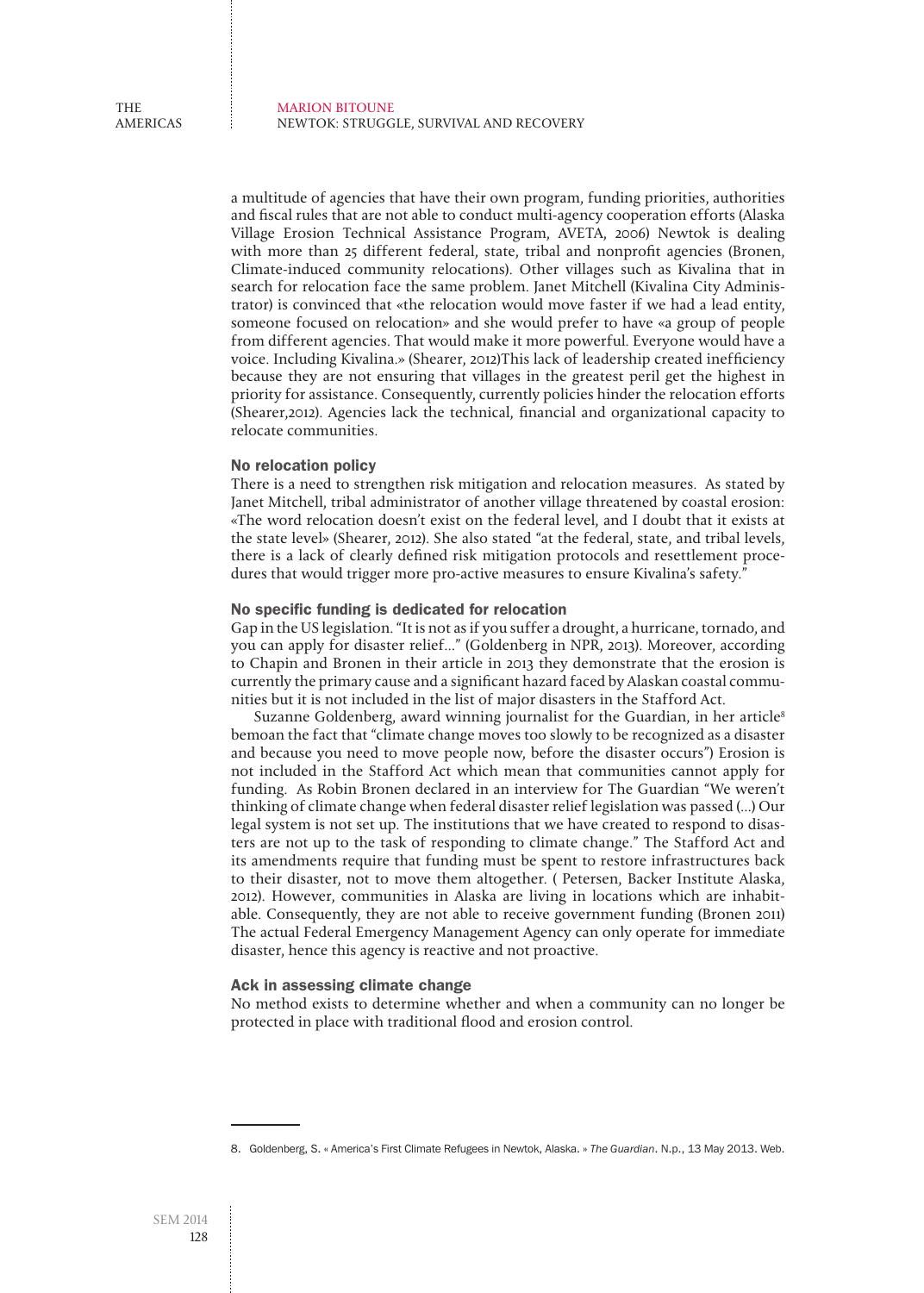a multitude of agencies that have their own program, funding priorities, authorities and fiscal rules that are not able to conduct multi-agency cooperation efforts (Alaska Village Erosion Technical Assistance Program, AVETA, 2006) Newtok is dealing with more than 25 different federal, state, tribal and nonprofit agencies (Bronen, Climate-induced community relocations). Other villages such as Kivalina that in search for relocation face the same problem. Janet Mitchell (Kivalina City Administrator) is convinced that «the relocation would move faster if we had a lead entity, someone focused on relocation» and she would prefer to have «a group of people from different agencies. That would make it more powerful. Everyone would have a voice. Including Kivalina.» (Shearer, 2012)This lack of leadership created inefficiency because they are not ensuring that villages in the greatest peril get the highest in priority for assistance. Consequently, currently policies hinder the relocation efforts (Shearer,2012). Agencies lack the technical, financial and organizational capacity to relocate communities.

### No relocation policy

There is a need to strengthen risk mitigation and relocation measures. As stated by Janet Mitchell, tribal administrator of another village threatened by coastal erosion: «The word relocation doesn't exist on the federal level, and I doubt that it exists at the state level» (Shearer, 2012). She also stated "at the federal, state, and tribal levels, there is a lack of clearly defined risk mitigation protocols and resettlement procedures that would trigger more pro-active measures to ensure Kivalina's safety."

### No specific funding is dedicated for relocation

Gap in the US legislation. "It is not as if you suffer a drought, a hurricane, tornado, and you can apply for disaster relief..." (Goldenberg in NPR, 2013). Moreover, according to Chapin and Bronen in their article in 2013 they demonstrate that the erosion is currently the primary cause and a significant hazard faced by Alaskan coastal communities but it is not included in the list of major disasters in the Stafford Act.

Suzanne Goldenberg, award winning journalist for the Guardian, in her article[8] bemoan the fact that "climate change moves too slowly to be recognized as a disaster and because you need to move people now, before the disaster occurs") Erosion is not included in the Stafford Act which mean that communities cannot apply for funding. As Robin Bronen declared in an interview for The Guardian "We weren't thinking of climate change when federal disaster relief legislation was passed (...) Our legal system is not set up. The institutions that we have created to respond to disasters are not up to the task of responding to climate change." The Stafford Act and its amendments require that funding must be spent to restore infrastructures back to their disaster, not to move them altogether. ( Petersen, Backer Institute Alaska, 2012). However, communities in Alaska are living in locations which are inhabitable. Consequently, they are not able to receive government funding (Bronen 2011) The actual Federal Emergency Management Agency can only operate for immediate disaster, hence this agency is reactive and not proactive.

### Ack in assessing climate change

No method exists to determine whether and when a community can no longer be protected in place with traditional flood and erosion control.

---

8. Goldenberg, S. « America's First Climate Refugees in Newtok, Alaska. » *The Guardian*. N.p., 13 May 2013. Web.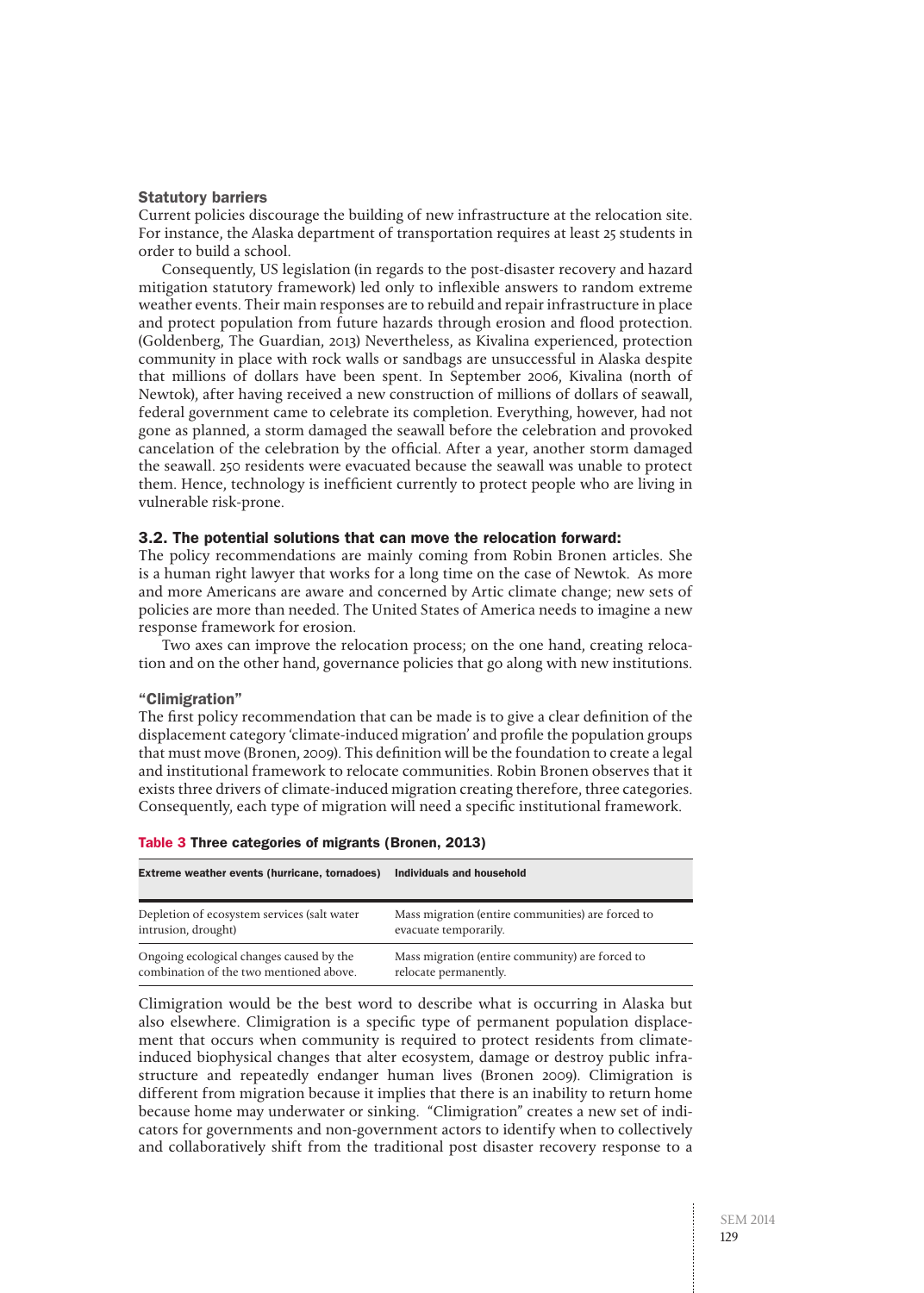### Statutory barriers

Current policies discourage the building of new infrastructure at the relocation site. For instance, the Alaska department of transportation requires at least 25 students in order to build a school.

Consequently, US legislation (in regards to the post-disaster recovery and hazard mitigation statutory framework) led only to inflexible answers to random extreme weather events. Their main responses are to rebuild and repair infrastructure in place and protect population from future hazards through erosion and flood protection. (Goldenberg, The Guardian, 2013) Nevertheless, as Kivalina experienced, protection community in place with rock walls or sandbags are unsuccessful in Alaska despite that millions of dollars have been spent. In September 2006, Kivalina (north of Newtok), after having received a new construction of millions of dollars of seawall, federal government came to celebrate its completion. Everything, however, had not gone as planned, a storm damaged the seawall before the celebration and provoked cancelation of the celebration by the official. After a year, another storm damaged the seawall. 250 residents were evacuated because the seawall was unable to protect them. Hence, technology is inefficient currently to protect people who are living in vulnerable risk-prone.

## 3.2. The potential solutions that can move the relocation forward:

The policy recommendations are mainly coming from Robin Bronen articles. She is a human right lawyer that works for a long time on the case of Newtok. As more and more Americans are aware and concerned by Artic climate change; new sets of policies are more than needed. The United States of America needs to imagine a new response framework for erosion.

Two axes can improve the relocation process; on the one hand, creating relocation and on the other hand, governance policies that go along with new institutions.

### "Climigration"

The first policy recommendation that can be made is to give a clear definition of the displacement category 'climate-induced migration' and profile the population groups that must move (Bronen, 2009). This definition will be the foundation to create a legal and institutional framework to relocate communities. Robin Bronen observes that it exists three drivers of climate-induced migration creating therefore, three categories. Consequently, each type of migration will need a specific institutional framework.

**Table 3 Three categories of migrants (Bronen, 2013)**

| Extreme weather events (hurricane, tornadoes) | Individuals and household |
|---|---|
| Depletion of ecosystem services (salt water intrusion, drought) | Mass migration (entire communities) are forced to evacuate temporarily. |
| Ongoing ecological changes caused by the combination of the two mentioned above. | Mass migration (entire community) are forced to relocate permanently. |

Climigration would be the best word to describe what is occurring in Alaska but also elsewhere. Climigration is a specific type of permanent population displacement that occurs when community is required to protect residents from climate-induced biophysical changes that alter ecosystem, damage or destroy public infrastructure and repeatedly endanger human lives (Bronen 2009). Climigration is different from migration because it implies that there is an inability to return home because home may underwater or sinking. "Climigration" creates a new set of indicators for governments and non-government actors to identify when to collectively and collaboratively shift from the traditional post disaster recovery response to a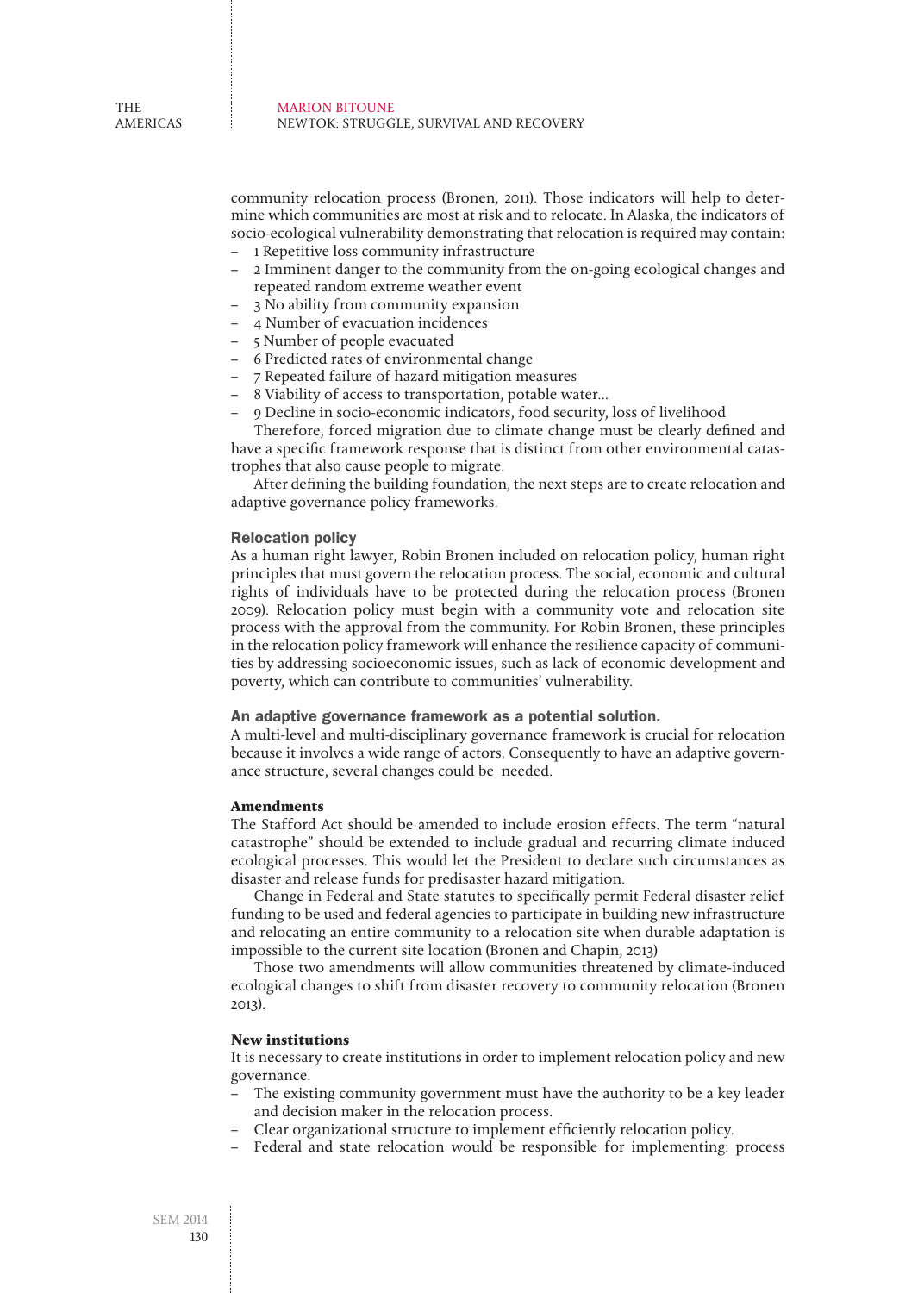community relocation process (Bronen, 2011). Those indicators will help to determine which communities are most at risk and to relocate. In Alaska, the indicators of socio-ecological vulnerability demonstrating that relocation is required may contain:

- 1 Repetitive loss community infrastructure
- 2 Imminent danger to the community from the on-going ecological changes and repeated random extreme weather event
- 3 No ability from community expansion
- 4 Number of evacuation incidences
- 5 Number of people evacuated
- 6 Predicted rates of environmental change
- 7 Repeated failure of hazard mitigation measures
- 8 Viability of access to transportation, potable water…
- 9 Decline in socio-economic indicators, food security, loss of livelihood

Therefore, forced migration due to climate change must be clearly defined and have a specific framework response that is distinct from other environmental catastrophes that also cause people to migrate.

After defining the building foundation, the next steps are to create relocation and adaptive governance policy frameworks.

### Relocation policy

As a human right lawyer, Robin Bronen included on relocation policy, human right principles that must govern the relocation process. The social, economic and cultural rights of individuals have to be protected during the relocation process (Bronen 2009). Relocation policy must begin with a community vote and relocation site process with the approval from the community. For Robin Bronen, these principles in the relocation policy framework will enhance the resilience capacity of communities by addressing socioeconomic issues, such as lack of economic development and poverty, which can contribute to communities' vulnerability.

### An adaptive governance framework as a potential solution.

A multi-level and multi-disciplinary governance framework is crucial for relocation because it involves a wide range of actors. Consequently to have an adaptive governance structure, several changes could be needed.

#### Amendments

The Stafford Act should be amended to include erosion effects. The term "natural catastrophe" should be extended to include gradual and recurring climate induced ecological processes. This would let the President to declare such circumstances as disaster and release funds for predisaster hazard mitigation.

Change in Federal and State statutes to specifically permit Federal disaster relief funding to be used and federal agencies to participate in building new infrastructure and relocating an entire community to a relocation site when durable adaptation is impossible to the current site location (Bronen and Chapin, 2013)

Those two amendments will allow communities threatened by climate-induced ecological changes to shift from disaster recovery to community relocation (Bronen 2013).

#### New institutions

It is necessary to create institutions in order to implement relocation policy and new governance.

- The existing community government must have the authority to be a key leader and decision maker in the relocation process.
- Clear organizational structure to implement efficiently relocation policy.
- Federal and state relocation would be responsible for implementing: process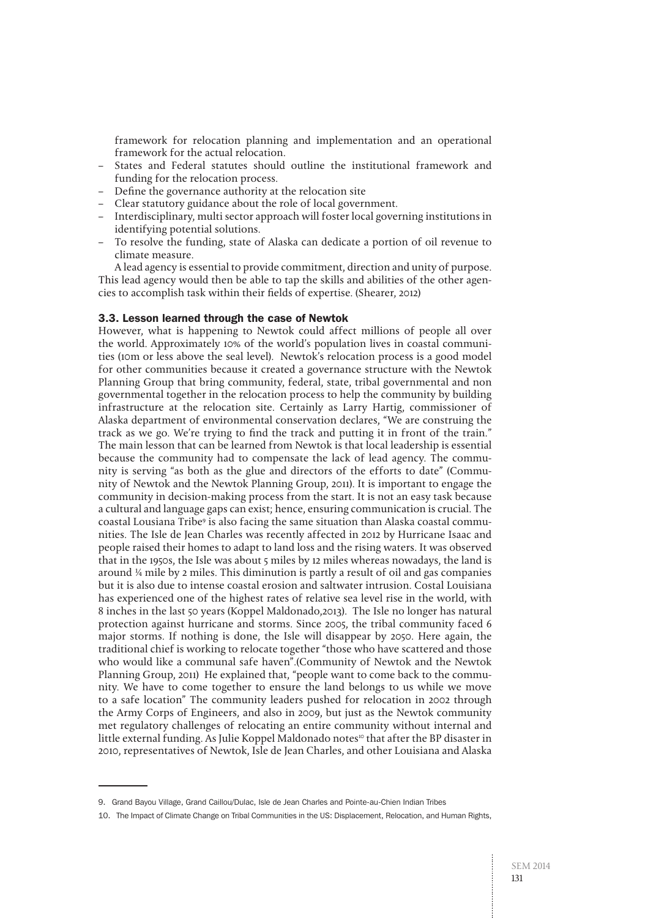framework for relocation planning and implementation and an operational framework for the actual relocation.

- States and Federal statutes should outline the institutional framework and funding for the relocation process.
- Define the governance authority at the relocation site
- Clear statutory guidance about the role of local government.
- Interdisciplinary, multi sector approach will foster local governing institutions in identifying potential solutions.
- To resolve the funding, state of Alaska can dedicate a portion of oil revenue to climate measure.

A lead agency is essential to provide commitment, direction and unity of purpose. This lead agency would then be able to tap the skills and abilities of the other agencies to accomplish task within their fields of expertise. (Shearer, 2012)

### 3.3. Lesson learned through the case of Newtok

However, what is happening to Newtok could affect millions of people all over the world. Approximately 10% of the world's population lives in coastal communities (10m or less above the seal level). Newtok's relocation process is a good model for other communities because it created a governance structure with the Newtok Planning Group that bring community, federal, state, tribal governmental and non governmental together in the relocation process to help the community by building infrastructure at the relocation site. Certainly as Larry Hartig, commissioner of Alaska department of environmental conservation declares, "We are construing the track as we go. We're trying to find the track and putting it in front of the train." The main lesson that can be learned from Newtok is that local leadership is essential because the community had to compensate the lack of lead agency. The community is serving "as both as the glue and directors of the efforts to date" (Community of Newtok and the Newtok Planning Group, 2011). It is important to engage the community in decision-making process from the start. It is not an easy task because a cultural and language gaps can exist; hence, ensuring communication is crucial. The coastal Lousiana Tribe[9] is also facing the same situation than Alaska coastal communities. The Isle de Jean Charles was recently affected in 2012 by Hurricane Isaac and people raised their homes to adapt to land loss and the rising waters. It was observed that in the 1950s, the Isle was about 5 miles by 12 miles whereas nowadays, the land is around ¼ mile by 2 miles. This diminution is partly a result of oil and gas companies but it is also due to intense coastal erosion and saltwater intrusion. Costal Louisiana has experienced one of the highest rates of relative sea level rise in the world, with 8 inches in the last 50 years (Koppel Maldonado,2013). The Isle no longer has natural protection against hurricane and storms. Since 2005, the tribal community faced 6 major storms. If nothing is done, the Isle will disappear by 2050. Here again, the traditional chief is working to relocate together "those who have scattered and those who would like a communal safe haven".(Community of Newtok and the Newtok Planning Group, 2011) He explained that, "people want to come back to the community. We have to come together to ensure the land belongs to us while we move to a safe location" The community leaders pushed for relocation in 2002 through the Army Corps of Engineers, and also in 2009, but just as the Newtok community met regulatory challenges of relocating an entire community without internal and little external funding. As Julie Koppel Maldonado notes[10] that after the BP disaster in 2010, representatives of Newtok, Isle de Jean Charles, and other Louisiana and Alaska

---

9. Grand Bayou Village, Grand Caillou/Dulac, Isle de Jean Charles and Pointe-au-Chien Indian Tribes

10. The Impact of Climate Change on Tribal Communities in the US: Displacement, Relocation, and Human Rights,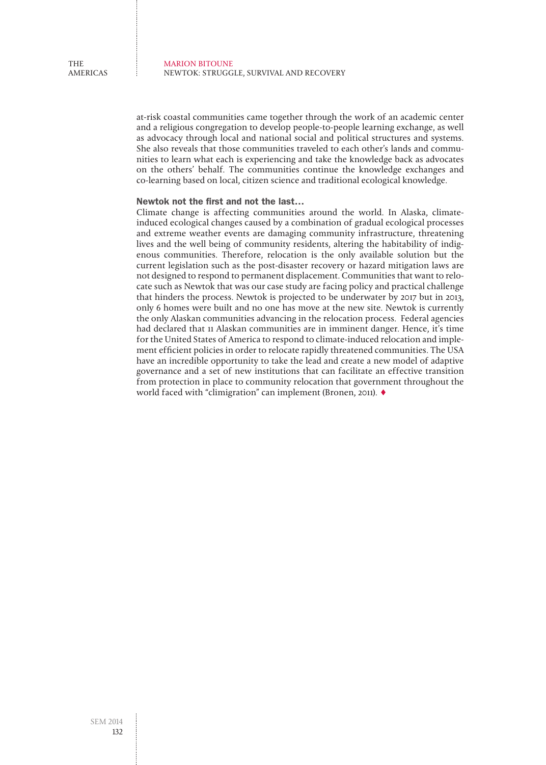at-risk coastal communities came together through the work of an academic center and a religious congregation to develop people-to-people learning exchange, as well as advocacy through local and national social and political structures and systems. She also reveals that those communities traveled to each other's lands and communities to learn what each is experiencing and take the knowledge back as advocates on the others' behalf. The communities continue the knowledge exchanges and co-learning based on local, citizen science and traditional ecological knowledge.

### Newtok not the first and not the last…

Climate change is affecting communities around the world. In Alaska, climate-induced ecological changes caused by a combination of gradual ecological processes and extreme weather events are damaging community infrastructure, threatening lives and the well being of community residents, altering the habitability of indigenous communities. Therefore, relocation is the only available solution but the current legislation such as the post-disaster recovery or hazard mitigation laws are not designed to respond to permanent displacement. Communities that want to relocate such as Newtok that was our case study are facing policy and practical challenge that hinders the process. Newtok is projected to be underwater by 2017 but in 2013, only 6 homes were built and no one has move at the new site. Newtok is currently the only Alaskan communities advancing in the relocation process. Federal agencies had declared that 11 Alaskan communities are in imminent danger. Hence, it's time for the United States of America to respond to climate-induced relocation and implement efficient policies in order to relocate rapidly threatened communities. The USA have an incredible opportunity to take the lead and create a new model of adaptive governance and a set of new institutions that can facilitate an effective transition from protection in place to community relocation that government throughout the world faced with "climigration" can implement (Bronen, 2011). ♦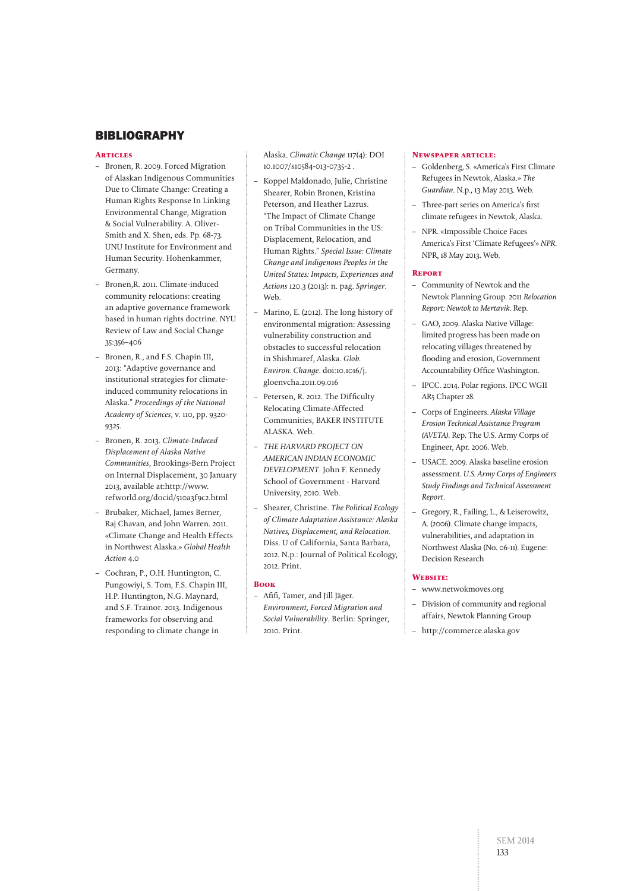## BIBLIOGRAPHY

### Articles

- Bronen, R. 2009. Forced Migration of Alaskan Indigenous Communities Due to Climate Change: Creating a Human Rights Response In Linking Environmental Change, Migration & Social Vulnerability. A. Oliver-Smith and X. Shen, eds. Pp. 68-73. UNU Institute for Environment and Human Security. Hohenkammer, Germany.
- Bronen,R. 2011. Climate-induced community relocations: creating an adaptive governance framework based in human rights doctrine. NYU Review of Law and Social Change 35:356–406
- Bronen, R., and F.S. Chapin III, 2013: "Adaptive governance and institutional strategies for climate-induced community relocations in Alaska." *Proceedings of the National Academy of Sciences*, v. 110, pp. 9320-9325.
- Bronen, R. 2013. *Climate-Induced Displacement of Alaska Native Communities*, Brookings-Bern Project on Internal Displacement, 30 January 2013, available at:http://www.refworld.org/docid/510a3f9c2.html
- Brubaker, Michael, James Berner, Raj Chavan, and John Warren. 2011. «Climate Change and Health Effects in Northwest Alaska.» *Global Health Action* 4.0
- Cochran, P., O.H. Huntington, C. Pungowiyi, S. Tom, F.S. Chapin III, H.P. Huntington, N.G. Maynard, and S.F. Trainor. 2013. Indigenous frameworks for observing and responding to climate change in Alaska. *Climatic Change* 117(4): DOI 10.1007/s10584-013-0735-2 .
- Koppel Maldonado, Julie, Christine Shearer, Robin Bronen, Kristina Peterson, and Heather Lazrus. "The Impact of Climate Change on Tribal Communities in the US: Displacement, Relocation, and Human Rights." *Special Issue: Climate Change and Indigenous Peoples in the United States: Impacts, Experiences and Actions* 120.3 (2013): n. pag. *Springer*. Web.
- Marino, E. (2012). The long history of environmental migration: Assessing vulnerability construction and obstacles to successful relocation in Shishmaref, Alaska. *Glob. Environ. Change*. doi:10.1016/j.gloenvcha.2011.09.016
- Petersen, R. 2012. The Difficulty Relocating Climate-Affected Communities, BAKER INSTITUTE ALASKA. Web.
- *THE HARVARD PROJECT ON AMERICAN INDIAN ECONOMIC DEVELOPMENT*. John F. Kennedy School of Government - Harvard University, 2010. Web.
- Shearer, Christine. *The Political Ecology of Climate Adaptation Assistance: Alaska Natives, Displacement, and Relocation*. Diss. U of California, Santa Barbara, 2012. N.p.: Journal of Political Ecology, 2012. Print.

### Book

- Afifi, Tamer, and Jill Jäger. *Environment, Forced Migration and Social Vulnerability*. Berlin: Springer, 2010. Print.

### Newspaper article:

- Goldenberg, S. «America's First Climate Refugees in Newtok, Alaska.» *The Guardian*. N.p., 13 May 2013. Web.
- Three-part series on America's first climate refugees in Newtok, Alaska.
- NPR. «Impossible Choice Faces America's First 'Climate Refugees'» *NPR*. NPR, 18 May 2013. Web.

### Report

- Community of Newtok and the Newtok Planning Group. 2011 *Relocation Report: Newtok to Mertavik*. Rep.
- GAO, 2009. Alaska Native Village: limited progress has been made on relocating villages threatened by flooding and erosion, Government Accountability Office Washington.
- IPCC. 2014. Polar regions. IPCC WGII AR5 Chapter 28.
- Corps of Engineers. *Alaska Village Erosion Technical Assistance Program (AVETA)*. Rep. The U.S. Army Corps of Engineer, Apr. 2006. Web.
- USACE. 2009. Alaska baseline erosion assessment. *U.S. Army Corps of Engineers Study Findings and Technical Assessment Report*.
- Gregory, R., Failing, L., & Leiserowitz, A. (2006). Climate change impacts, vulnerabilities, and adaptation in Northwest Alaska (No. 06-11). Eugene: Decision Research

### Website:

- www.netwokmoves.org
- Division of community and regional affairs, Newtok Planning Group
- http://commerce.alaska.gov